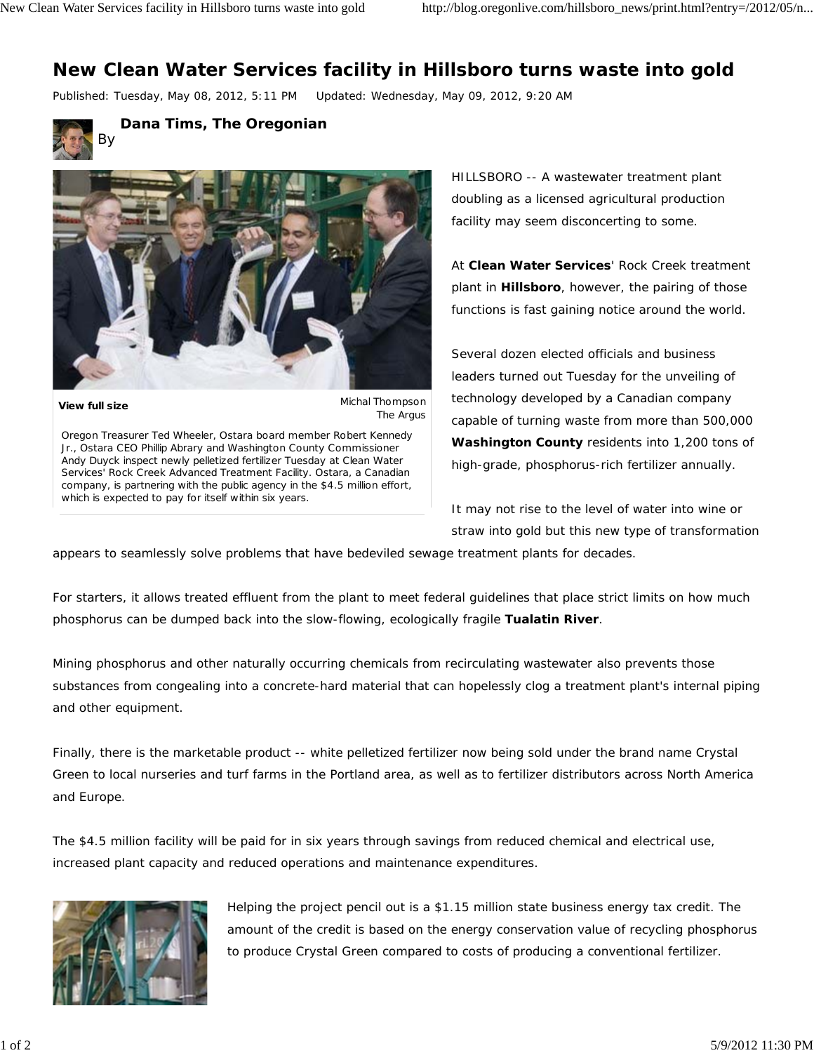# New Clean Water Services facility in Hillsboro turns waste into gold

Published: Tuesday, May 08, 2012, 5:11 PM  Updated: Wednesday, May 09, 2012, 9:20 AM

By **Dana Tims, The Oregonian**

**View full size**

Michal Thompson
The Argus

Oregon Treasurer Ted Wheeler, Ostara board member Robert Kennedy Jr., Ostara CEO Phillip Abrary and Washington County Commissioner Andy Duyck inspect newly pelletized fertilizer Tuesday at Clean Water Services' Rock Creek Advanced Treatment Facility. Ostara, a Canadian company, is partnering with the public agency in the $4.5 million effort, which is expected to pay for itself within six years.

HILLSBORO -- A wastewater treatment plant doubling as a licensed agricultural production facility may seem disconcerting to some.

At **Clean Water Services**' Rock Creek treatment plant in **Hillsboro**, however, the pairing of those functions is fast gaining notice around the world.

Several dozen elected officials and business leaders turned out Tuesday for the unveiling of technology developed by a Canadian company capable of turning waste from more than 500,000 **Washington County** residents into 1,200 tons of high-grade, phosphorus-rich fertilizer annually.

It may not rise to the level of water into wine or straw into gold but this new type of transformation appears to seamlessly solve problems that have bedeviled sewage treatment plants for decades.

For starters, it allows treated effluent from the plant to meet federal guidelines that place strict limits on how much phosphorus can be dumped back into the slow-flowing, ecologically fragile **Tualatin River**.

Mining phosphorus and other naturally occurring chemicals from recirculating wastewater also prevents those substances from congealing into a concrete-hard material that can hopelessly clog a treatment plant's internal piping and other equipment.

Finally, there is the marketable product -- white pelletized fertilizer now being sold under the brand name Crystal Green to local nurseries and turf farms in the Portland area, as well as to fertilizer distributors across North America and Europe.

The $4.5 million facility will be paid for in six years through savings from reduced chemical and electrical use, increased plant capacity and reduced operations and maintenance expenditures.

Helping the project pencil out is a $1.15 million state business energy tax credit. The amount of the credit is based on the energy conservation value of recycling phosphorus to produce Crystal Green compared to costs of producing a conventional fertilizer.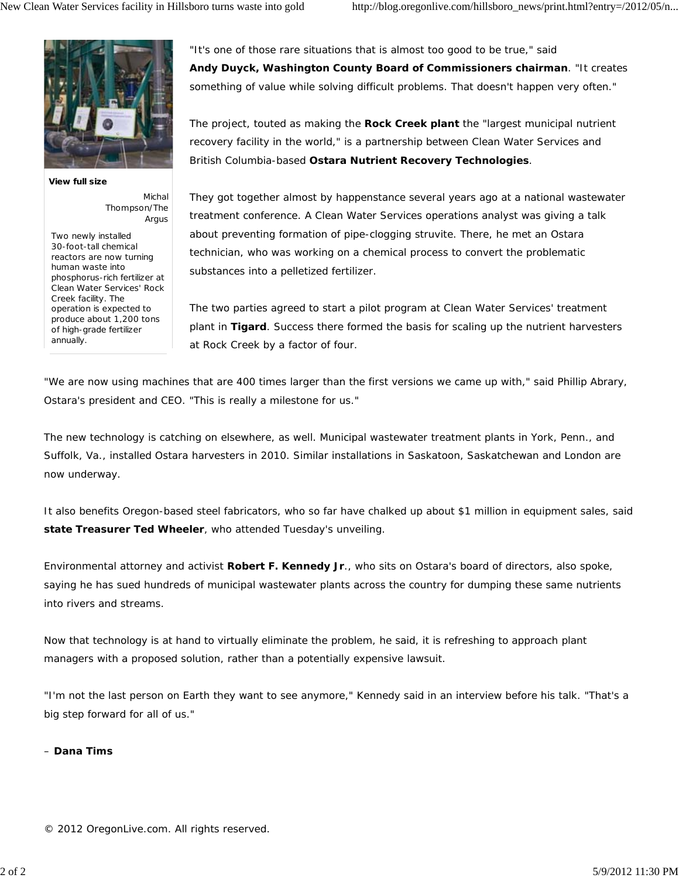View full size

Michal Thompson/The Argus

Two newly installed 30-foot-tall chemical reactors are now turning human waste into phosphorus-rich fertilizer at Clean Water Services' Rock Creek facility. The operation is expected to produce about 1,200 tons of high-grade fertilizer annually.

"It's one of those rare situations that is almost too good to be true," said **Andy Duyck, Washington County Board of Commissioners chairman**. "It creates something of value while solving difficult problems. That doesn't happen very often."

The project, touted as making the **Rock Creek plant** the "largest municipal nutrient recovery facility in the world," is a partnership between Clean Water Services and British Columbia-based **Ostara Nutrient Recovery Technologies**.

They got together almost by happenstance several years ago at a national wastewater treatment conference. A Clean Water Services operations analyst was giving a talk about preventing formation of pipe-clogging struvite. There, he met an Ostara technician, who was working on a chemical process to convert the problematic substances into a pelletized fertilizer.

The two parties agreed to start a pilot program at Clean Water Services' treatment plant in **Tigard**. Success there formed the basis for scaling up the nutrient harvesters at Rock Creek by a factor of four.

"We are now using machines that are 400 times larger than the first versions we came up with," said Phillip Abrary, Ostara's president and CEO. "This is really a milestone for us."

The new technology is catching on elsewhere, as well. Municipal wastewater treatment plants in York, Penn., and Suffolk, Va., installed Ostara harvesters in 2010. Similar installations in Saskatoon, Saskatchewan and London are now underway.

It also benefits Oregon-based steel fabricators, who so far have chalked up about $1 million in equipment sales, said **state Treasurer Ted Wheeler**, who attended Tuesday's unveiling.

Environmental attorney and activist **Robert F. Kennedy Jr**., who sits on Ostara's board of directors, also spoke, saying he has sued hundreds of municipal wastewater plants across the country for dumping these same nutrients into rivers and streams.

Now that technology is at hand to virtually eliminate the problem, he said, it is refreshing to approach plant managers with a proposed solution, rather than a potentially expensive lawsuit.

"I'm not the last person on Earth they want to see anymore," Kennedy said in an interview before his talk. "That's a big step forward for all of us."

– **Dana Tims**

© 2012 OregonLive.com. All rights reserved.